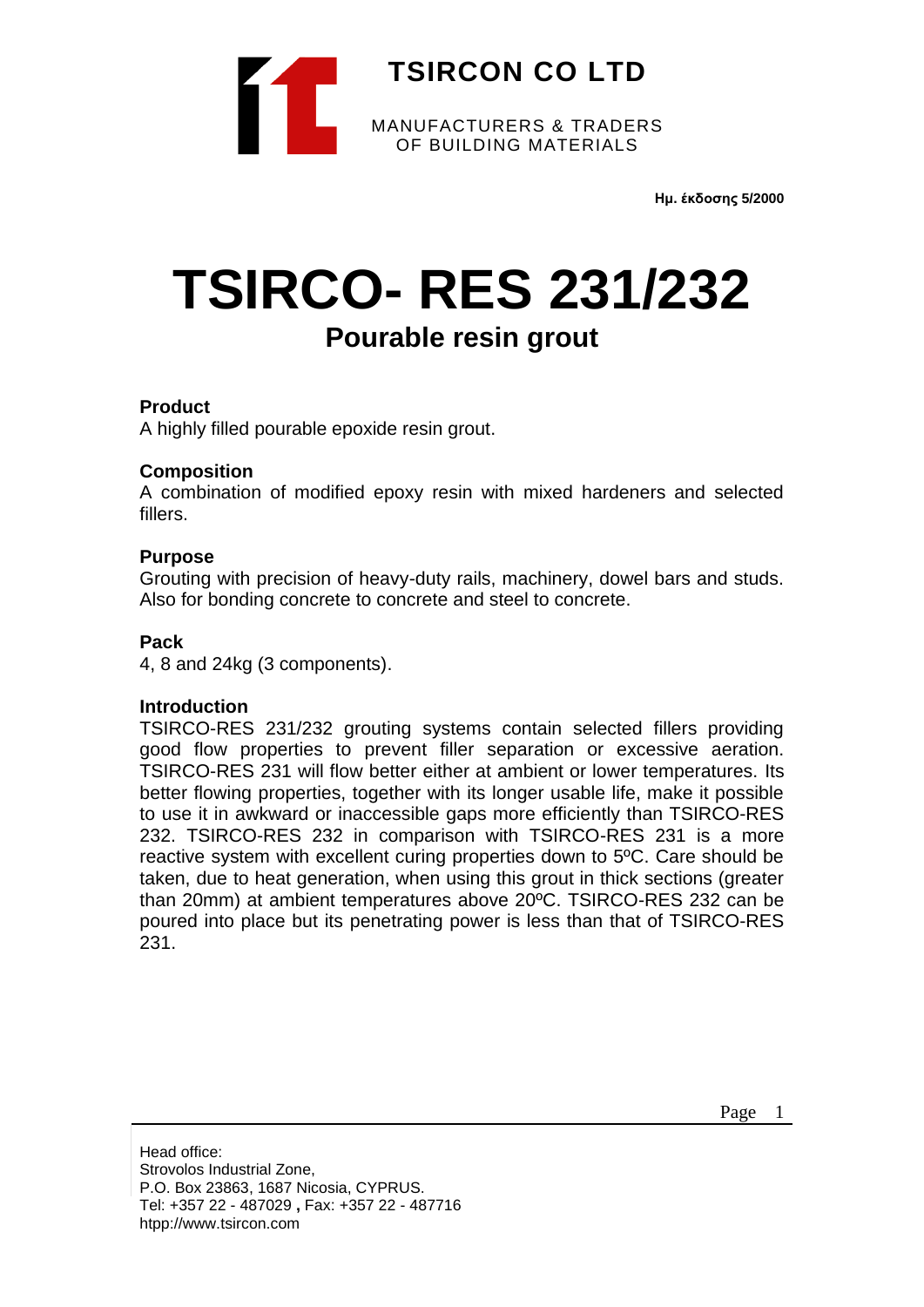# TSIRCON CO LTD

MANUFACTURERS & TRADERS
OF BUILDING MATERIALS

**Ημ. έκδοσης 5/2000**

# TSIRCO- RES 231/232

## Pourable resin grout

**Product**
A highly filled pourable epoxide resin grout.

**Composition**
A combination of modified epoxy resin with mixed hardeners and selected fillers.

**Purpose**
Grouting with precision of heavy-duty rails, machinery, dowel bars and studs. Also for bonding concrete to concrete and steel to concrete.

**Pack**
4, 8 and 24kg (3 components).

**Introduction**
TSIRCO-RES 231/232 grouting systems contain selected fillers providing good flow properties to prevent filler separation or excessive aeration. TSIRCO-RES 231 will flow better either at ambient or lower temperatures. Its better flowing properties, together with its longer usable life, make it possible to use it in awkward or inaccessible gaps more efficiently than TSIRCO-RES 232. TSIRCO-RES 232 in comparison with TSIRCO-RES 231 is a more reactive system with excellent curing properties down to 5ºC. Care should be taken, due to heat generation, when using this grout in thick sections (greater than 20mm) at ambient temperatures above 20ºC. TSIRCO-RES 232 can be poured into place but its penetrating power is less than that of TSIRCO-RES 231.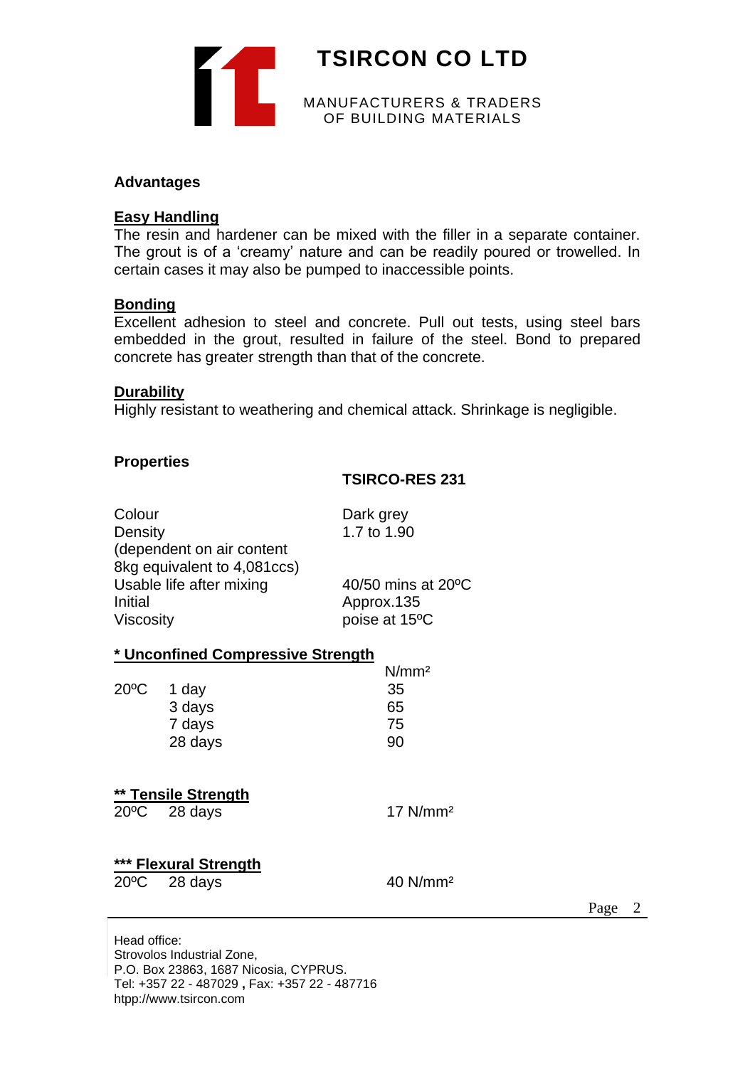**TSIRCON CO LTD**

MANUFACTURERS & TRADERS
OF BUILDING MATERIALS

## Advantages

### Easy Handling

The resin and hardener can be mixed with the filler in a separate container. The grout is of a 'creamy' nature and can be readily poured or trowelled. In certain cases it may also be pumped to inaccessible points.

### Bonding

Excellent adhesion to steel and concrete. Pull out tests, using steel bars embedded in the grout, resulted in failure of the steel. Bond to prepared concrete has greater strength than that of the concrete.

### Durability

Highly resistant to weathering and chemical attack. Shrinkage is negligible.

## Properties

| | TSIRCO-RES 231 |
|---|---|
| Colour | Dark grey |
| Density (dependent on air content 8kg equivalent to 4,081ccs) | 1.7 to 1.90 |
| Usable life after mixing | 40/50 mins at 20ºC |
| Initial Viscosity | Approx.135 poise at 15ºC |

### * Unconfined Compressive Strength

| | | N/mm² |
|---|---|---|
| 20ºC | 1 day | 35 |
| | 3 days | 65 |
| | 7 days | 75 |
| | 28 days | 90 |

### ** Tensile Strength

| | | |
|---|---|---|
| 20ºC | 28 days | 17 N/mm² |

### *** Flexural Strength

| | | |
|---|---|---|
| 20ºC | 28 days | 40 N/mm² |

Head office:
Strovolos Industrial Zone,
P.O. Box 23863, 1687 Nicosia, CYPRUS.
Tel: +357 22 - 487029 , Fax: +357 22 - 487716
htpp://www.tsircon.com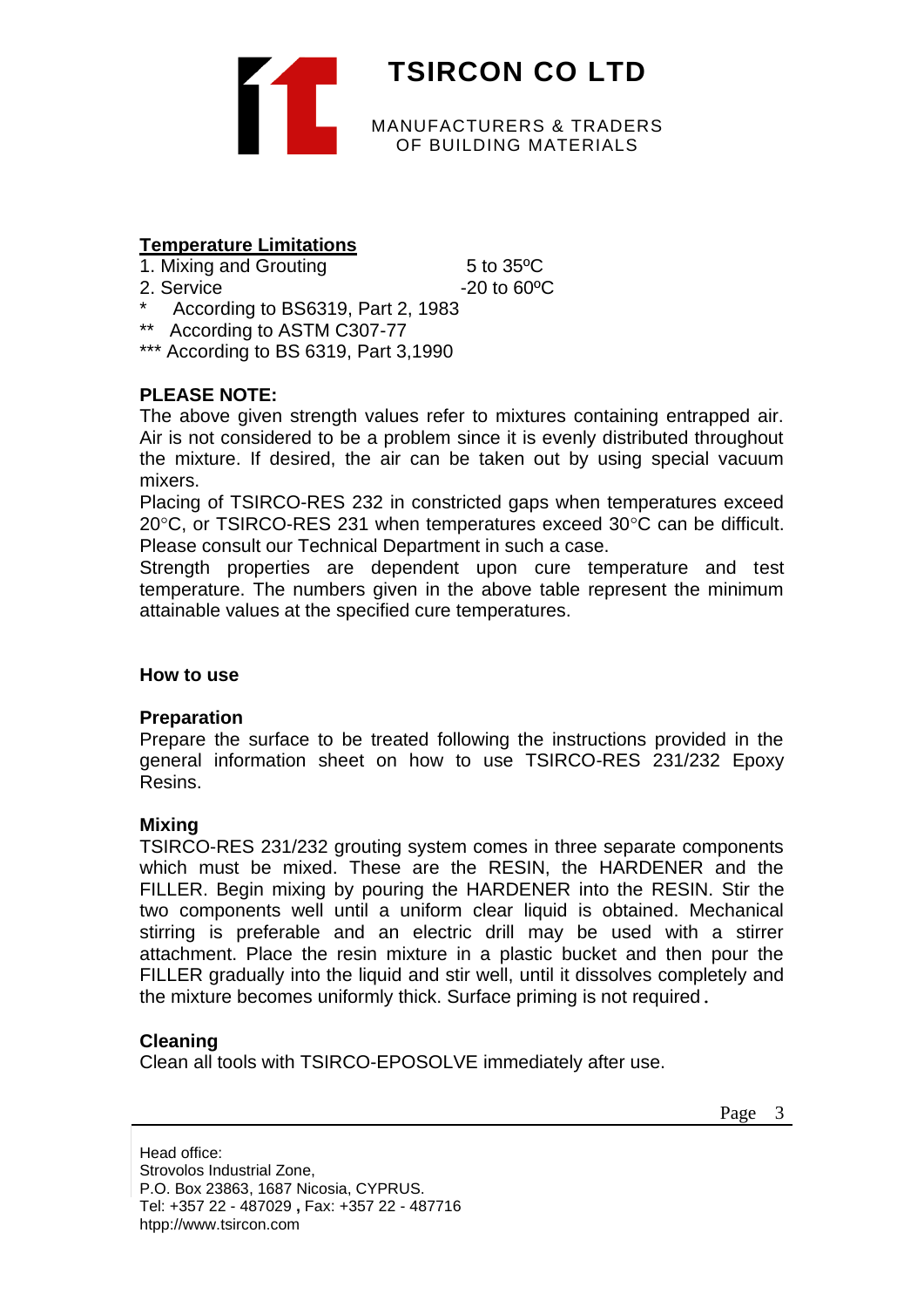**Temperature Limitations**

1. Mixing and Grouting 5 to 35ºC
2. Service -20 to 60ºC

\* According to BS6319, Part 2, 1983

\*\* According to ASTM C307-77

\*\*\* According to BS 6319, Part 3,1990

**PLEASE NOTE:**

The above given strength values refer to mixtures containing entrapped air. Air is not considered to be a problem since it is evenly distributed throughout the mixture. If desired, the air can be taken out by using special vacuum mixers.

Placing of TSIRCO-RES 232 in constricted gaps when temperatures exceed 20°C, or TSIRCO-RES 231 when temperatures exceed 30°C can be difficult. Please consult our Technical Department in such a case.

Strength properties are dependent upon cure temperature and test temperature. The numbers given in the above table represent the minimum attainable values at the specified cure temperatures.

**How to use**

**Preparation**

Prepare the surface to be treated following the instructions provided in the general information sheet on how to use TSIRCO-RES 231/232 Epoxy Resins.

**Mixing**

TSIRCO-RES 231/232 grouting system comes in three separate components which must be mixed. These are the RESIN, the HARDENER and the FILLER. Begin mixing by pouring the HARDENER into the RESIN. Stir the two components well until a uniform clear liquid is obtained. Mechanical stirring is preferable and an electric drill may be used with a stirrer attachment. Place the resin mixture in a plastic bucket and then pour the FILLER gradually into the liquid and stir well, until it dissolves completely and the mixture becomes uniformly thick. Surface priming is not required.

**Cleaning**

Clean all tools with TSIRCO-EPOSOLVE immediately after use.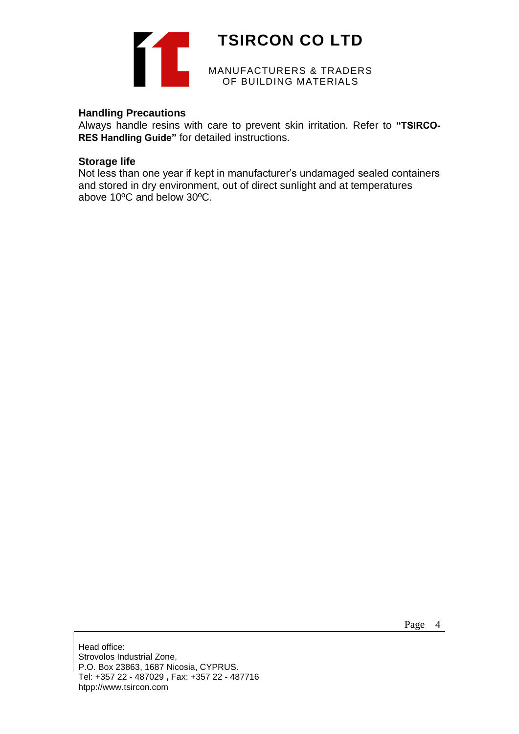#### Handling Precautions

Always handle resins with care to prevent skin irritation. Refer to **"TSIRCO-RES Handling Guide"** for detailed instructions.

#### Storage life

Not less than one year if kept in manufacturer's undamaged sealed containers and stored in dry environment, out of direct sunlight and at temperatures above 10ºC and below 30ºC.